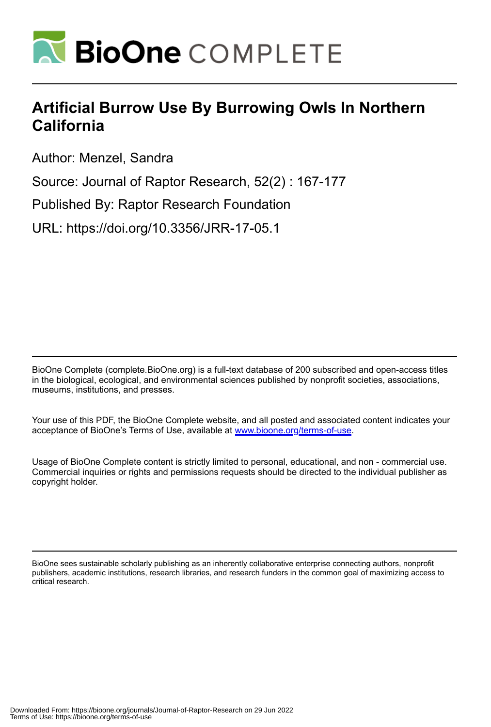# BioOne COMPLETE

# Artificial Burrow Use By Burrowing Owls In Northern California

Author: Menzel, Sandra

Source: Journal of Raptor Research, 52(2) : 167-177

Published By: Raptor Research Foundation

URL: https://doi.org/10.3356/JRR-17-05.1

BioOne Complete (complete.BioOne.org) is a full-text database of 200 subscribed and open-access titles in the biological, ecological, and environmental sciences published by nonprofit societies, associations, museums, institutions, and presses.

Your use of this PDF, the BioOne Complete website, and all posted and associated content indicates your acceptance of BioOne's Terms of Use, available at www.bioone.org/terms-of-use.

Usage of BioOne Complete content is strictly limited to personal, educational, and non - commercial use. Commercial inquiries or rights and permissions requests should be directed to the individual publisher as copyright holder.

BioOne sees sustainable scholarly publishing as an inherently collaborative enterprise connecting authors, nonprofit publishers, academic institutions, research libraries, and research funders in the common goal of maximizing access to critical research.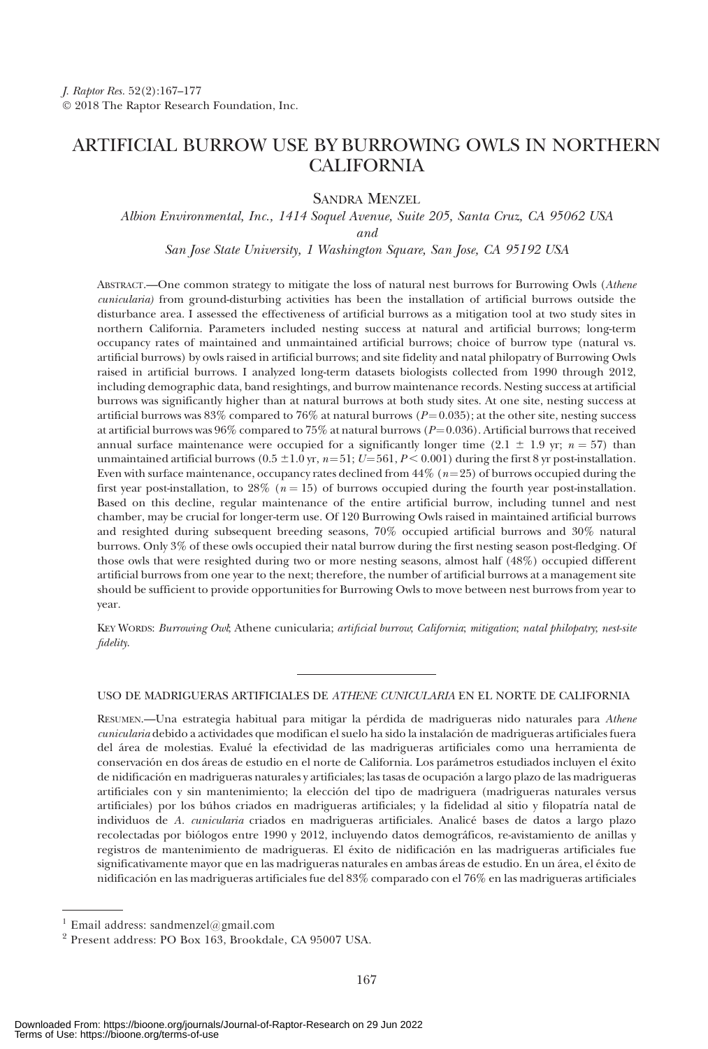*J. Raptor Res.* 52(2):167–177
© 2018 The Raptor Research Foundation, Inc.

# ARTIFICIAL BURROW USE BY BURROWING OWLS IN NORTHERN CALIFORNIA

Sandra Menzel

*Albion Environmental, Inc., 1414 Soquel Avenue, Suite 205, Santa Cruz, CA 95062 USA*

*and*

*San Jose State University, 1 Washington Square, San Jose, CA 95192 USA*

Abstract.—One common strategy to mitigate the loss of natural nest burrows for Burrowing Owls (*Athene cunicularia*) from ground-disturbing activities has been the installation of artificial burrows outside the disturbance area. I assessed the effectiveness of artificial burrows as a mitigation tool at two study sites in northern California. Parameters included nesting success at natural and artificial burrows; long-term occupancy rates of maintained and unmaintained artificial burrows; choice of burrow type (natural vs. artificial burrows) by owls raised in artificial burrows; and site fidelity and natal philopatry of Burrowing Owls raised in artificial burrows. I analyzed long-term datasets biologists collected from 1990 through 2012, including demographic data, band resightings, and burrow maintenance records. Nesting success at artificial burrows was significantly higher than at natural burrows at both study sites. At one site, nesting success at artificial burrows was 83% compared to 76% at natural burrows ($P = 0.035$); at the other site, nesting success at artificial burrows was 96% compared to 75% at natural burrows ($P = 0.036$). Artificial burrows that received annual surface maintenance were occupied for a significantly longer time ($2.1 \pm 1.9$ yr; $n = 57$) than unmaintained artificial burrows ($0.5 \pm 1.0$ yr, $n = 51$; $U = 561$, $P < 0.001$) during the first 8 yr post-installation. Even with surface maintenance, occupancy rates declined from 44% ($n = 25$) of burrows occupied during the first year post-installation, to 28% ($n = 15$) of burrows occupied during the fourth year post-installation. Based on this decline, regular maintenance of the entire artificial burrow, including tunnel and nest chamber, may be crucial for longer-term use. Of 120 Burrowing Owls raised in maintained artificial burrows and resighted during subsequent breeding seasons, 70% occupied artificial burrows and 30% natural burrows. Only 3% of these owls occupied their natal burrow during the first nesting season post-fledging. Of those owls that were resighted during two or more nesting seasons, almost half (48%) occupied different artificial burrows from one year to the next; therefore, the number of artificial burrows at a management site should be sufficient to provide opportunities for Burrowing Owls to move between nest burrows from year to year.

Key Words: *Burrowing Owl*; Athene cunicularia; *artificial burrow*; *California*; *mitigation*; *natal philopatry*; *nest-site fidelity*.

---

USO DE MADRIGUERAS ARTIFICIALES DE *ATHENE CUNICULARIA* EN EL NORTE DE CALIFORNIA

Resumen.—Una estrategia habitual para mitigar la pérdida de madrigueras nido naturales para *Athene cunicularia* debido a actividades que modifican el suelo ha sido la instalación de madrigueras artificiales fuera del área de molestias. Evalué la efectividad de las madrigueras artificiales como una herramienta de conservación en dos áreas de estudio en el norte de California. Los parámetros estudiados incluyen el éxito de nidificación en madrigueras naturales y artificiales; las tasas de ocupación a largo plazo de las madrigueras artificiales con y sin mantenimiento; la elección del tipo de madriguera (madrigueras naturales versus artificiales) por los búhos criados en madrigueras artificiales; y la fidelidad al sitio y filopatría natal de individuos de *A. cunicularia* criados en madrigueras artificiales. Analicé bases de datos a largo plazo recolectadas por biólogos entre 1990 y 2012, incluyendo datos demográficos, re-avistamiento de anillas y registros de mantenimiento de madrigueras. El éxito de nidificación en las madrigueras artificiales fue significativamente mayor que en las madrigueras naturales en ambas áreas de estudio. En un área, el éxito de nidificación en las madrigueras artificiales fue del 83% comparado con el 76% en las madrigueras artificiales

[1] Email address: sandmenzel@gmail.com

[2] Present address: PO Box 163, Brookdale, CA 95007 USA.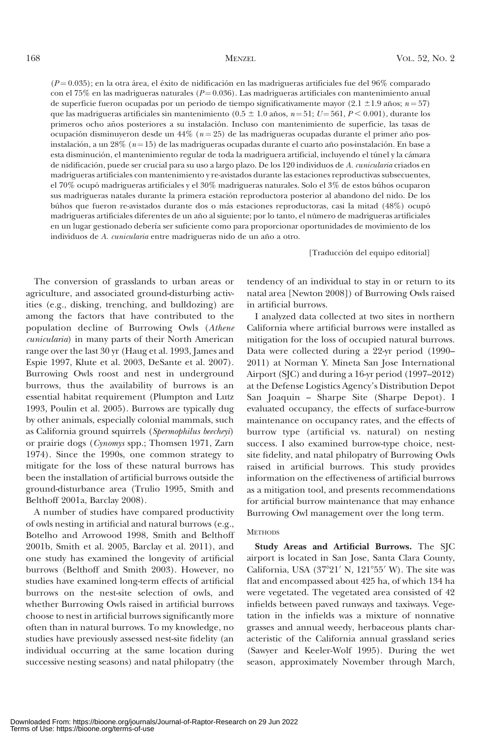($P = 0.035$); en la otra área, el éxito de nidificación en las madrigueras artificiales fue del 96% comparado con el 75% en las madrigueras naturales ($P = 0.036$). Las madrigueras artificiales con mantenimiento anual de superficie fueron ocupadas por un periodo de tiempo significativamente mayor (2.1 ±1.9 años; $n = 57$) que las madrigueras artificiales sin mantenimiento (0.5 ± 1.0 años, $n = 51$; $U = 561$, $P < 0.001$), durante los primeros ocho años posteriores a su instalación. Incluso con mantenimiento de superficie, las tasas de ocupación disminuyeron desde un 44% ($n = 25$) de las madrigueras ocupadas durante el primer año pos-instalación, a un 28% ($n = 15$) de las madrigueras ocupadas durante el cuarto año pos-instalación. En base a esta disminución, el mantenimiento regular de toda la madriguera artificial, incluyendo el túnel y la cámara de nidificación, puede ser crucial para su uso a largo plazo. De los 120 individuos de *A. cunicularia* criados en madrigueras artificiales con mantenimiento y re-avistados durante las estaciones reproductivas subsecuentes, el 70% ocupó madrigueras artificiales y el 30% madrigueras naturales. Solo el 3% de estos búhos ocuparon sus madrigueras natales durante la primera estación reproductora posterior al abandono del nido. De los búhos que fueron re-avistados durante dos o más estaciones reproductoras, casi la mitad (48%) ocupó madrigueras artificiales diferentes de un año al siguiente; por lo tanto, el número de madrigueras artificiales en un lugar gestionado debería ser suficiente como para proporcionar oportunidades de movimiento de los individuos de *A. cunicularia* entre madrigueras nido de un año a otro.

[Traducción del equipo editorial]

The conversion of grasslands to urban areas or agriculture, and associated ground-disturbing activities (e.g., disking, trenching, and bulldozing) are among the factors that have contributed to the population decline of Burrowing Owls (*Athene cunicularia*) in many parts of their North American range over the last 30 yr (Haug et al. 1993, James and Espie 1997, Klute et al. 2003, DeSante et al. 2007). Burrowing Owls roost and nest in underground burrows, thus the availability of burrows is an essential habitat requirement (Plumpton and Lutz 1993, Poulin et al. 2005). Burrows are typically dug by other animals, especially colonial mammals, such as California ground squirrels (*Spermophilus beecheyi*) or prairie dogs (*Cynomys* spp.; Thomsen 1971, Zarn 1974). Since the 1990s, one common strategy to mitigate for the loss of these natural burrows has been the installation of artificial burrows outside the ground-disturbance area (Trulio 1995, Smith and Belthoff 2001a, Barclay 2008).

A number of studies have compared productivity of owls nesting in artificial and natural burrows (e.g., Botelho and Arrowood 1998, Smith and Belthoff 2001b, Smith et al. 2005, Barclay et al. 2011), and one study has examined the longevity of artificial burrows (Belthoff and Smith 2003). However, no studies have examined long-term effects of artificial burrows on the nest-site selection of owls, and whether Burrowing Owls raised in artificial burrows choose to nest in artificial burrows significantly more often than in natural burrows. To my knowledge, no studies have previously assessed nest-site fidelity (an individual occurring at the same location during successive nesting seasons) and natal philopatry (the tendency of an individual to stay in or return to its natal area [Newton 2008]) of Burrowing Owls raised in artificial burrows.

I analyzed data collected at two sites in northern California where artificial burrows were installed as mitigation for the loss of occupied natural burrows. Data were collected during a 22-yr period (1990–2011) at Norman Y. Mineta San Jose International Airport (SJC) and during a 16-yr period (1997–2012) at the Defense Logistics Agency's Distribution Depot San Joaquin – Sharpe Site (Sharpe Depot). I evaluated occupancy, the effects of surface-burrow maintenance on occupancy rates, and the effects of burrow type (artificial vs. natural) on nesting success. I also examined burrow-type choice, nest-site fidelity, and natal philopatry of Burrowing Owls raised in artificial burrows. This study provides information on the effectiveness of artificial burrows as a mitigation tool, and presents recommendations for artificial burrow maintenance that may enhance Burrowing Owl management over the long term.

## METHODS

**Study Areas and Artificial Burrows.** The SJC airport is located in San Jose, Santa Clara County, California, USA (37°21′ N, 121°55′ W). The site was flat and encompassed about 425 ha, of which 134 ha were vegetated. The vegetated area consisted of 42 infields between paved runways and taxiways. Vegetation in the infields was a mixture of nonnative grasses and annual weedy, herbaceous plants characteristic of the California annual grassland series (Sawyer and Keeler-Wolf 1995). During the wet season, approximately November through March,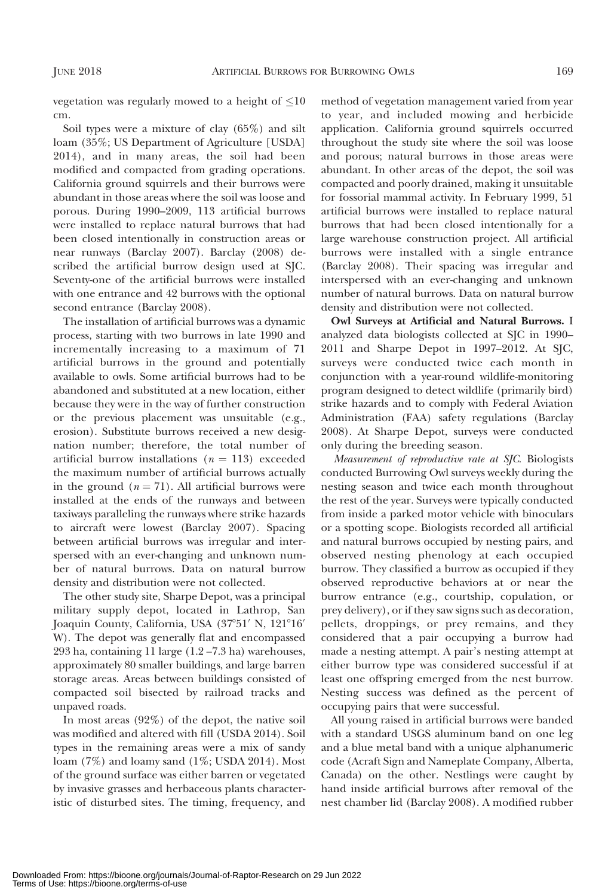vegetation was regularly mowed to a height of ≤10 cm.

Soil types were a mixture of clay (65%) and silt loam (35%; US Department of Agriculture [USDA] 2014), and in many areas, the soil had been modified and compacted from grading operations. California ground squirrels and their burrows were abundant in those areas where the soil was loose and porous. During 1990–2009, 113 artificial burrows were installed to replace natural burrows that had been closed intentionally in construction areas or near runways (Barclay 2007). Barclay (2008) described the artificial burrow design used at SJC. Seventy-one of the artificial burrows were installed with one entrance and 42 burrows with the optional second entrance (Barclay 2008).

The installation of artificial burrows was a dynamic process, starting with two burrows in late 1990 and incrementally increasing to a maximum of 71 artificial burrows in the ground and potentially available to owls. Some artificial burrows had to be abandoned and substituted at a new location, either because they were in the way of further construction or the previous placement was unsuitable (e.g., erosion). Substitute burrows received a new designation number; therefore, the total number of artificial burrow installations ($n = 113$) exceeded the maximum number of artificial burrows actually in the ground ($n = 71$). All artificial burrows were installed at the ends of the runways and between taxiways paralleling the runways where strike hazards to aircraft were lowest (Barclay 2007). Spacing between artificial burrows was irregular and interspersed with an ever-changing and unknown number of natural burrows. Data on natural burrow density and distribution were not collected.

The other study site, Sharpe Depot, was a principal military supply depot, located in Lathrop, San Joaquin County, California, USA (37°51′ N, 121°16′ W). The depot was generally flat and encompassed 293 ha, containing 11 large (1.2 –7.3 ha) warehouses, approximately 80 smaller buildings, and large barren storage areas. Areas between buildings consisted of compacted soil bisected by railroad tracks and unpaved roads.

In most areas (92%) of the depot, the native soil was modified and altered with fill (USDA 2014). Soil types in the remaining areas were a mix of sandy loam (7%) and loamy sand (1%; USDA 2014). Most of the ground surface was either barren or vegetated by invasive grasses and herbaceous plants characteristic of disturbed sites. The timing, frequency, and method of vegetation management varied from year to year, and included mowing and herbicide application. California ground squirrels occurred throughout the study site where the soil was loose and porous; natural burrows in those areas were abundant. In other areas of the depot, the soil was compacted and poorly drained, making it unsuitable for fossorial mammal activity. In February 1999, 51 artificial burrows were installed to replace natural burrows that had been closed intentionally for a large warehouse construction project. All artificial burrows were installed with a single entrance (Barclay 2008). Their spacing was irregular and interspersed with an ever-changing and unknown number of natural burrows. Data on natural burrow density and distribution were not collected.

**Owl Surveys at Artificial and Natural Burrows.** I analyzed data biologists collected at SJC in 1990–2011 and Sharpe Depot in 1997–2012. At SJC, surveys were conducted twice each month in conjunction with a year-round wildlife-monitoring program designed to detect wildlife (primarily bird) strike hazards and to comply with Federal Aviation Administration (FAA) safety regulations (Barclay 2008). At Sharpe Depot, surveys were conducted only during the breeding season.

*Measurement of reproductive rate at SJC.* Biologists conducted Burrowing Owl surveys weekly during the nesting season and twice each month throughout the rest of the year. Surveys were typically conducted from inside a parked motor vehicle with binoculars or a spotting scope. Biologists recorded all artificial and natural burrows occupied by nesting pairs, and observed nesting phenology at each occupied burrow. They classified a burrow as occupied if they observed reproductive behaviors at or near the burrow entrance (e.g., courtship, copulation, or prey delivery), or if they saw signs such as decoration, pellets, droppings, or prey remains, and they considered that a pair occupying a burrow had made a nesting attempt. A pair's nesting attempt at either burrow type was considered successful if at least one offspring emerged from the nest burrow. Nesting success was defined as the percent of occupying pairs that were successful.

All young raised in artificial burrows were banded with a standard USGS aluminum band on one leg and a blue metal band with a unique alphanumeric code (Acraft Sign and Nameplate Company, Alberta, Canada) on the other. Nestlings were caught by hand inside artificial burrows after removal of the nest chamber lid (Barclay 2008). A modified rubber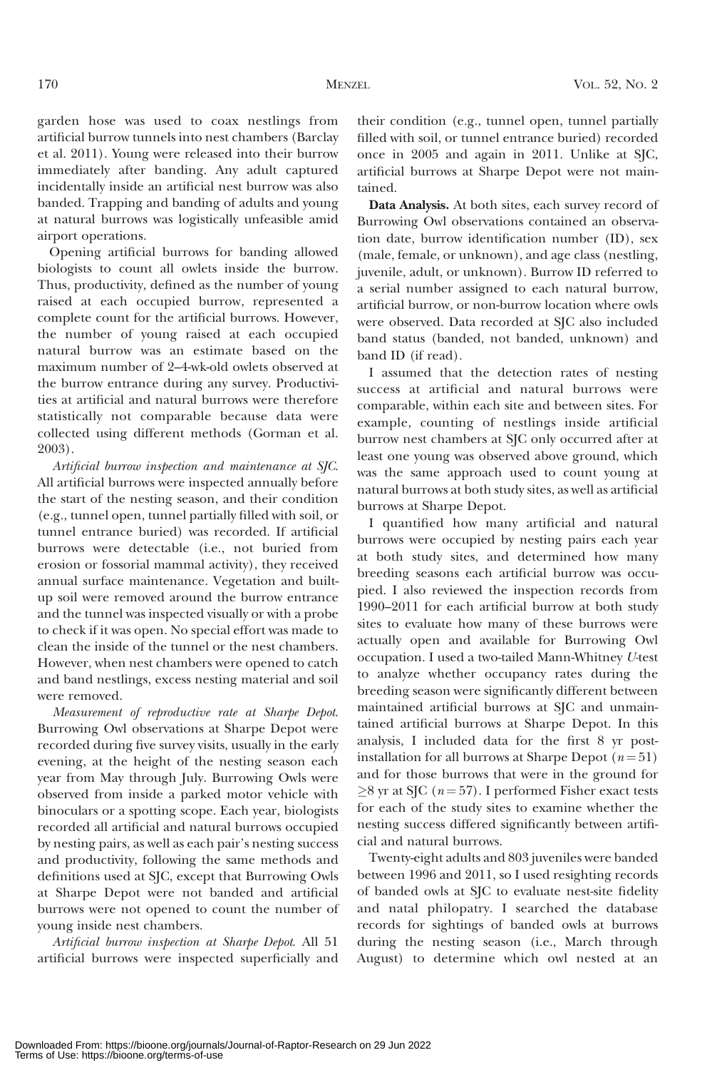garden hose was used to coax nestlings from artificial burrow tunnels into nest chambers (Barclay et al. 2011). Young were released into their burrow immediately after banding. Any adult captured incidentally inside an artificial nest burrow was also banded. Trapping and banding of adults and young at natural burrows was logistically unfeasible amid airport operations.

Opening artificial burrows for banding allowed biologists to count all owlets inside the burrow. Thus, productivity, defined as the number of young raised at each occupied burrow, represented a complete count for the artificial burrows. However, the number of young raised at each occupied natural burrow was an estimate based on the maximum number of 2–4-wk-old owlets observed at the burrow entrance during any survey. Productivities at artificial and natural burrows were therefore statistically not comparable because data were collected using different methods (Gorman et al. 2003).

*Artificial burrow inspection and maintenance at SJC.* All artificial burrows were inspected annually before the start of the nesting season, and their condition (e.g., tunnel open, tunnel partially filled with soil, or tunnel entrance buried) was recorded. If artificial burrows were detectable (i.e., not buried from erosion or fossorial mammal activity), they received annual surface maintenance. Vegetation and built-up soil were removed around the burrow entrance and the tunnel was inspected visually or with a probe to check if it was open. No special effort was made to clean the inside of the tunnel or the nest chambers. However, when nest chambers were opened to catch and band nestlings, excess nesting material and soil were removed.

*Measurement of reproductive rate at Sharpe Depot.* Burrowing Owl observations at Sharpe Depot were recorded during five survey visits, usually in the early evening, at the height of the nesting season each year from May through July. Burrowing Owls were observed from inside a parked motor vehicle with binoculars or a spotting scope. Each year, biologists recorded all artificial and natural burrows occupied by nesting pairs, as well as each pair's nesting success and productivity, following the same methods and definitions used at SJC, except that Burrowing Owls at Sharpe Depot were not banded and artificial burrows were not opened to count the number of young inside nest chambers.

*Artificial burrow inspection at Sharpe Depot.* All 51 artificial burrows were inspected superficially and their condition (e.g., tunnel open, tunnel partially filled with soil, or tunnel entrance buried) recorded once in 2005 and again in 2011. Unlike at SJC, artificial burrows at Sharpe Depot were not maintained.

**Data Analysis.** At both sites, each survey record of Burrowing Owl observations contained an observation date, burrow identification number (ID), sex (male, female, or unknown), and age class (nestling, juvenile, adult, or unknown). Burrow ID referred to a serial number assigned to each natural burrow, artificial burrow, or non-burrow location where owls were observed. Data recorded at SJC also included band status (banded, not banded, unknown) and band ID (if read).

I assumed that the detection rates of nesting success at artificial and natural burrows were comparable, within each site and between sites. For example, counting of nestlings inside artificial burrow nest chambers at SJC only occurred after at least one young was observed above ground, which was the same approach used to count young at natural burrows at both study sites, as well as artificial burrows at Sharpe Depot.

I quantified how many artificial and natural burrows were occupied by nesting pairs each year at both study sites, and determined how many breeding seasons each artificial burrow was occupied. I also reviewed the inspection records from 1990–2011 for each artificial burrow at both study sites to evaluate how many of these burrows were actually open and available for Burrowing Owl occupation. I used a two-tailed Mann-Whitney *U*-test to analyze whether occupancy rates during the breeding season were significantly different between maintained artificial burrows at SJC and unmaintained artificial burrows at Sharpe Depot. In this analysis, I included data for the first 8 yr post-installation for all burrows at Sharpe Depot ($n = 51$) and for those burrows that were in the ground for $\geq 8$ yr at SJC ($n = 57$). I performed Fisher exact tests for each of the study sites to examine whether the nesting success differed significantly between artificial and natural burrows.

Twenty-eight adults and 803 juveniles were banded between 1996 and 2011, so I used resighting records of banded owls at SJC to evaluate nest-site fidelity and natal philopatry. I searched the database records for sightings of banded owls at burrows during the nesting season (i.e., March through August) to determine which owl nested at an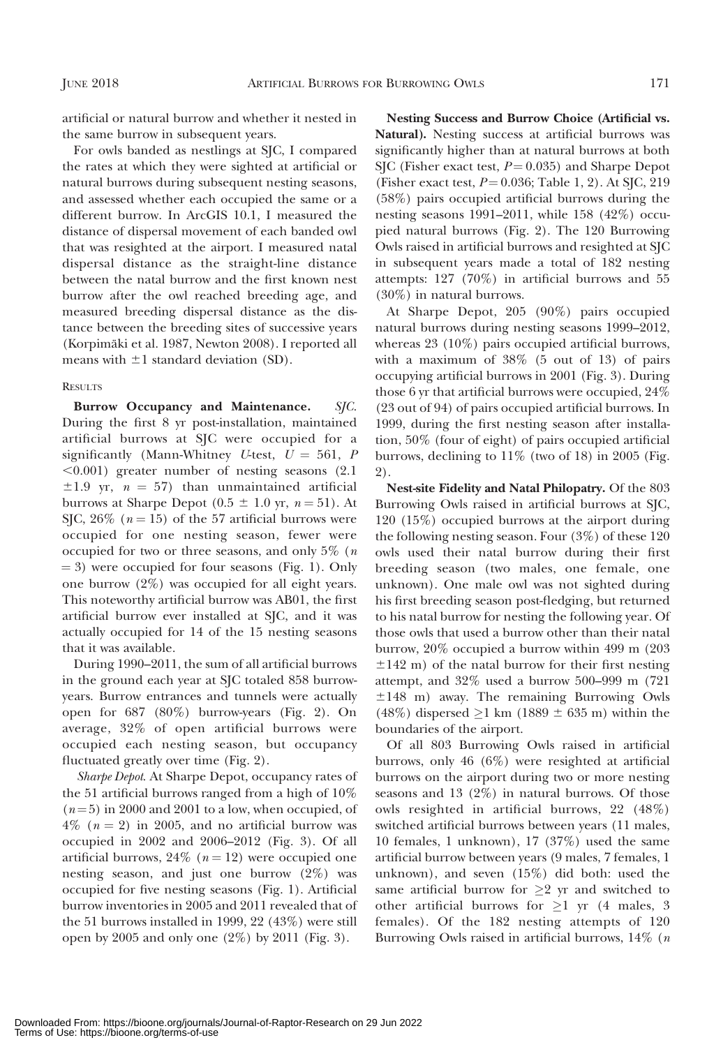artificial or natural burrow and whether it nested in the same burrow in subsequent years.

For owls banded as nestlings at SJC, I compared the rates at which they were sighted at artificial or natural burrows during subsequent nesting seasons, and assessed whether each occupied the same or a different burrow. In ArcGIS 10.1, I measured the distance of dispersal movement of each banded owl that was resighted at the airport. I measured natal dispersal distance as the straight-line distance between the natal burrow and the first known nest burrow after the owl reached breeding age, and measured breeding dispersal distance as the distance between the breeding sites of successive years (Korpimäki et al. 1987, Newton 2008). I reported all means with $\pm 1$ standard deviation (SD).

## RESULTS

**Burrow Occupancy and Maintenance.** *SJC.* During the first 8 yr post-installation, maintained artificial burrows at SJC were occupied for a significantly (Mann-Whitney *U*-test, $U = 561$, $P < 0.001$) greater number of nesting seasons ($2.1 \pm 1.9$ yr, $n = 57$) than unmaintained artificial burrows at Sharpe Depot ($0.5 \pm 1.0$ yr, $n = 51$). At SJC, 26% ($n = 15$) of the 57 artificial burrows were occupied for one nesting season, fewer were occupied for two or three seasons, and only 5% ($n = 3$) were occupied for four seasons (Fig. 1). Only one burrow (2%) was occupied for all eight years. This noteworthy artificial burrow was AB01, the first artificial burrow ever installed at SJC, and it was actually occupied for 14 of the 15 nesting seasons that it was available.

During 1990–2011, the sum of all artificial burrows in the ground each year at SJC totaled 858 burrow-years. Burrow entrances and tunnels were actually open for 687 (80%) burrow-years (Fig. 2). On average, 32% of open artificial burrows were occupied each nesting season, but occupancy fluctuated greatly over time (Fig. 2).

*Sharpe Depot.* At Sharpe Depot, occupancy rates of the 51 artificial burrows ranged from a high of 10% ($n = 5$) in 2000 and 2001 to a low, when occupied, of 4% ($n = 2$) in 2005, and no artificial burrow was occupied in 2002 and 2006–2012 (Fig. 3). Of all artificial burrows, 24% ($n = 12$) were occupied one nesting season, and just one burrow (2%) was occupied for five nesting seasons (Fig. 1). Artificial burrow inventories in 2005 and 2011 revealed that of the 51 burrows installed in 1999, 22 (43%) were still open by 2005 and only one (2%) by 2011 (Fig. 3).

**Nesting Success and Burrow Choice (Artificial vs. Natural).** Nesting success at artificial burrows was significantly higher than at natural burrows at both SJC (Fisher exact test, $P = 0.035$) and Sharpe Depot (Fisher exact test, $P = 0.036$; Table 1, 2). At SJC, 219 (58%) pairs occupied artificial burrows during the nesting seasons 1991–2011, while 158 (42%) occupied natural burrows (Fig. 2). The 120 Burrowing Owls raised in artificial burrows and resighted at SJC in subsequent years made a total of 182 nesting attempts: 127 (70%) in artificial burrows and 55 (30%) in natural burrows.

At Sharpe Depot, 205 (90%) pairs occupied natural burrows during nesting seasons 1999–2012, whereas 23 (10%) pairs occupied artificial burrows, with a maximum of 38% (5 out of 13) of pairs occupying artificial burrows in 2001 (Fig. 3). During those 6 yr that artificial burrows were occupied, 24% (23 out of 94) of pairs occupied artificial burrows. In 1999, during the first nesting season after installation, 50% (four of eight) of pairs occupied artificial burrows, declining to 11% (two of 18) in 2005 (Fig. 2).

**Nest-site Fidelity and Natal Philopatry.** Of the 803 Burrowing Owls raised in artificial burrows at SJC, 120 (15%) occupied burrows at the airport during the following nesting season. Four (3%) of these 120 owls used their natal burrow during their first breeding season (two males, one female, one unknown). One male owl was not sighted during his first breeding season post-fledging, but returned to his natal burrow for nesting the following year. Of those owls that used a burrow other than their natal burrow, 20% occupied a burrow within 499 m ($203 \pm 142$ m) of the natal burrow for their first nesting attempt, and 32% used a burrow 500–999 m ($721 \pm 148$ m) away. The remaining Burrowing Owls (48%) dispersed $\geq 1$ km ($1889 \pm 635$ m) within the boundaries of the airport.

Of all 803 Burrowing Owls raised in artificial burrows, only 46 (6%) were resighted at artificial burrows on the airport during two or more nesting seasons and 13 (2%) in natural burrows. Of those owls resighted in artificial burrows, 22 (48%) switched artificial burrows between years (11 males, 10 females, 1 unknown), 17 (37%) used the same artificial burrow between years (9 males, 7 females, 1 unknown), and seven (15%) did both: used the same artificial burrow for $\geq 2$ yr and switched to other artificial burrows for $\geq 1$ yr (4 males, 3 females). Of the 182 nesting attempts of 120 Burrowing Owls raised in artificial burrows, 14% ($n$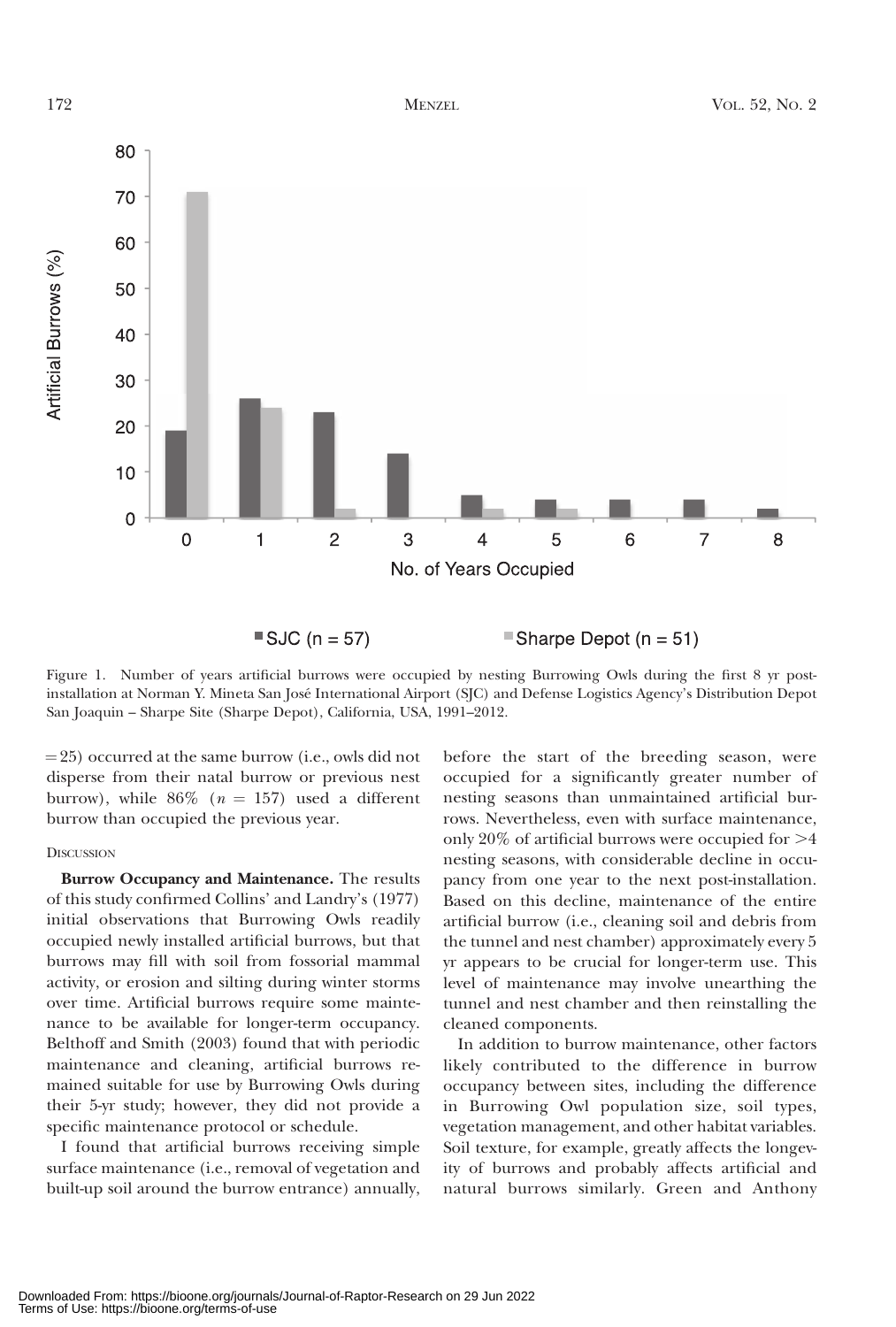Figure 1. Number of years artificial burrows were occupied by nesting Burrowing Owls during the first 8 yr post-installation at Norman Y. Mineta San José International Airport (SJC) and Defense Logistics Agency's Distribution Depot San Joaquin – Sharpe Site (Sharpe Depot), California, USA, 1991–2012.

= 25) occurred at the same burrow (i.e., owls did not disperse from their natal burrow or previous nest burrow), while 86% ($n$ = 157) used a different burrow than occupied the previous year.

### Discussion

**Burrow Occupancy and Maintenance.** The results of this study confirmed Collins' and Landry's (1977) initial observations that Burrowing Owls readily occupied newly installed artificial burrows, but that burrows may fill with soil from fossorial mammal activity, or erosion and silting during winter storms over time. Artificial burrows require some maintenance to be available for longer-term occupancy. Belthoff and Smith (2003) found that with periodic maintenance and cleaning, artificial burrows remained suitable for use by Burrowing Owls during their 5-yr study; however, they did not provide a specific maintenance protocol or schedule.

I found that artificial burrows receiving simple surface maintenance (i.e., removal of vegetation and built-up soil around the burrow entrance) annually, before the start of the breeding season, were occupied for a significantly greater number of nesting seasons than unmaintained artificial burrows. Nevertheless, even with surface maintenance, only 20% of artificial burrows were occupied for >4 nesting seasons, with considerable decline in occupancy from one year to the next post-installation. Based on this decline, maintenance of the entire artificial burrow (i.e., cleaning soil and debris from the tunnel and nest chamber) approximately every 5 yr appears to be crucial for longer-term use. This level of maintenance may involve unearthing the tunnel and nest chamber and then reinstalling the cleaned components.

In addition to burrow maintenance, other factors likely contributed to the difference in burrow occupancy between sites, including the difference in Burrowing Owl population size, soil types, vegetation management, and other habitat variables. Soil texture, for example, greatly affects the longevity of burrows and probably affects artificial and natural burrows similarly. Green and Anthony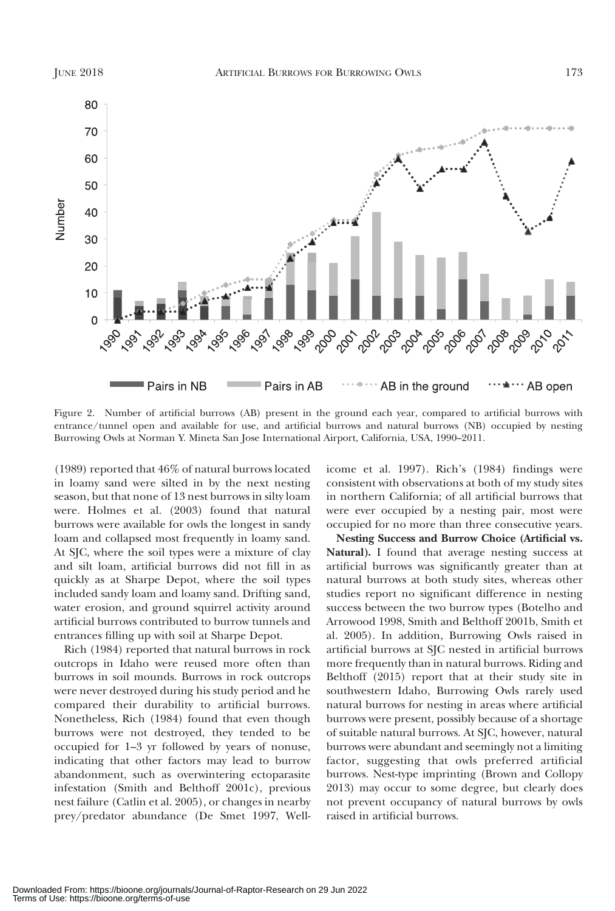Figure 2. Number of artificial burrows (AB) present in the ground each year, compared to artificial burrows with entrance/tunnel open and available for use, and artificial burrows and natural burrows (NB) occupied by nesting Burrowing Owls at Norman Y. Mineta San Jose International Airport, California, USA, 1990–2011.

(1989) reported that 46% of natural burrows located in loamy sand were silted in by the next nesting season, but that none of 13 nest burrows in silty loam were. Holmes et al. (2003) found that natural burrows were available for owls the longest in sandy loam and collapsed most frequently in loamy sand. At SJC, where the soil types were a mixture of clay and silt loam, artificial burrows did not fill in as quickly as at Sharpe Depot, where the soil types included sandy loam and loamy sand. Drifting sand, water erosion, and ground squirrel activity around artificial burrows contributed to burrow tunnels and entrances filling up with soil at Sharpe Depot.

Rich (1984) reported that natural burrows in rock outcrops in Idaho were reused more often than burrows in soil mounds. Burrows in rock outcrops were never destroyed during his study period and he compared their durability to artificial burrows. Nonetheless, Rich (1984) found that even though burrows were not destroyed, they tended to be occupied for 1–3 yr followed by years of nonuse, indicating that other factors may lead to burrow abandonment, such as overwintering ectoparasite infestation (Smith and Belthoff 2001c), previous nest failure (Catlin et al. 2005), or changes in nearby prey/predator abundance (De Smet 1997, Wellicome et al. 1997). Rich's (1984) findings were consistent with observations at both of my study sites in northern California; of all artificial burrows that were ever occupied by a nesting pair, most were occupied for no more than three consecutive years.

**Nesting Success and Burrow Choice (Artificial vs. Natural).** I found that average nesting success at artificial burrows was significantly greater than at natural burrows at both study sites, whereas other studies report no significant difference in nesting success between the two burrow types (Botelho and Arrowood 1998, Smith and Belthoff 2001b, Smith et al. 2005). In addition, Burrowing Owls raised in artificial burrows at SJC nested in artificial burrows more frequently than in natural burrows. Riding and Belthoff (2015) report that at their study site in southwestern Idaho, Burrowing Owls rarely used natural burrows for nesting in areas where artificial burrows were present, possibly because of a shortage of suitable natural burrows. At SJC, however, natural burrows were abundant and seemingly not a limiting factor, suggesting that owls preferred artificial burrows. Nest-type imprinting (Brown and Collopy 2013) may occur to some degree, but clearly does not prevent occupancy of natural burrows by owls raised in artificial burrows.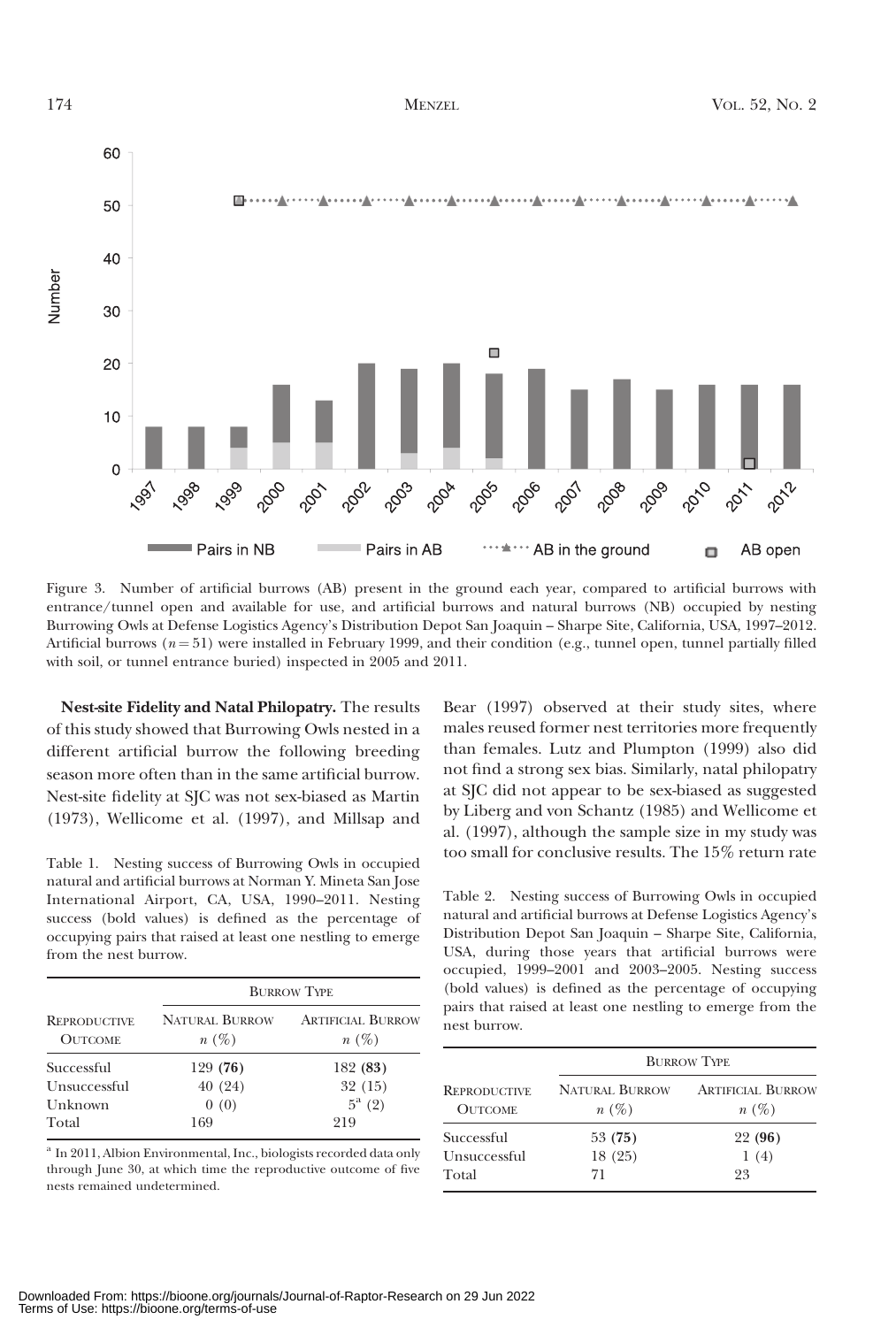Figure 3. Number of artificial burrows (AB) present in the ground each year, compared to artificial burrows with entrance/tunnel open and available for use, and artificial burrows and natural burrows (NB) occupied by nesting Burrowing Owls at Defense Logistics Agency's Distribution Depot San Joaquin – Sharpe Site, California, USA, 1997–2012. Artificial burrows ($n = 51$) were installed in February 1999, and their condition (e.g., tunnel open, tunnel partially filled with soil, or tunnel entrance buried) inspected in 2005 and 2011.

**Nest-site Fidelity and Natal Philopatry.** The results of this study showed that Burrowing Owls nested in a different artificial burrow the following breeding season more often than in the same artificial burrow. Nest-site fidelity at SJC was not sex-biased as Martin (1973), Wellicome et al. (1997), and Millsap and Bear (1997) observed at their study sites, where males reused former nest territories more frequently than females. Lutz and Plumpton (1999) also did not find a strong sex bias. Similarly, natal philopatry at SJC did not appear to be sex-biased as suggested by Liberg and von Schantz (1985) and Wellicome et al. (1997), although the sample size in my study was too small for conclusive results. The 15% return rate

Table 1. Nesting success of Burrowing Owls in occupied natural and artificial burrows at Norman Y. Mineta San Jose International Airport, CA, USA, 1990–2011. Nesting success (bold values) is defined as the percentage of occupying pairs that raised at least one nestling to emerge from the nest burrow.

| | Burrow Type | |
|---|---|---|
| Reproductive Outcome | Natural Burrow $n$ (%) | Artificial Burrow $n$ (%) |
| Successful | 129 (**76**) | 182 (**83**) |
| Unsuccessful | 40 (24) | 32 (15) |
| Unknown | 0 (0) | 5[a] (2) |
| Total | 169 | 219 |

[a] In 2011, Albion Environmental, Inc., biologists recorded data only through June 30, at which time the reproductive outcome of five nests remained undetermined.

Table 2. Nesting success of Burrowing Owls in occupied natural and artificial burrows at Defense Logistics Agency's Distribution Depot San Joaquin – Sharpe Site, California, USA, during those years that artificial burrows were occupied, 1999–2001 and 2003–2005. Nesting success (bold values) is defined as the percentage of occupying pairs that raised at least one nestling to emerge from the nest burrow.

| | Burrow Type | |
|---|---|---|
| Reproductive Outcome | Natural Burrow $n$ (%) | Artificial Burrow $n$ (%) |
| Successful | 53 (**75**) | 22 (**96**) |
| Unsuccessful | 18 (25) | 1 (4) |
| Total | 71 | 23 |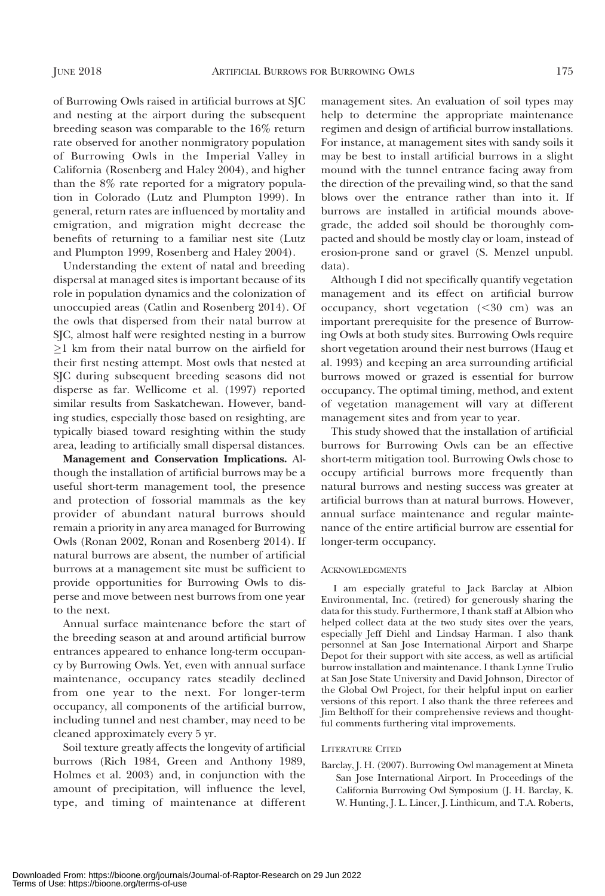of Burrowing Owls raised in artificial burrows at SJC and nesting at the airport during the subsequent breeding season was comparable to the 16% return rate observed for another nonmigratory population of Burrowing Owls in the Imperial Valley in California (Rosenberg and Haley 2004), and higher than the 8% rate reported for a migratory population in Colorado (Lutz and Plumpton 1999). In general, return rates are influenced by mortality and emigration, and migration might decrease the benefits of returning to a familiar nest site (Lutz and Plumpton 1999, Rosenberg and Haley 2004).

Understanding the extent of natal and breeding dispersal at managed sites is important because of its role in population dynamics and the colonization of unoccupied areas (Catlin and Rosenberg 2014). Of the owls that dispersed from their natal burrow at SJC, almost half were resighted nesting in a burrow ≥1 km from their natal burrow on the airfield for their first nesting attempt. Most owls that nested at SJC during subsequent breeding seasons did not disperse as far. Wellicome et al. (1997) reported similar results from Saskatchewan. However, banding studies, especially those based on resighting, are typically biased toward resighting within the study area, leading to artificially small dispersal distances.

**Management and Conservation Implications.** Although the installation of artificial burrows may be a useful short-term management tool, the presence and protection of fossorial mammals as the key provider of abundant natural burrows should remain a priority in any area managed for Burrowing Owls (Ronan 2002, Ronan and Rosenberg 2014). If natural burrows are absent, the number of artificial burrows at a management site must be sufficient to provide opportunities for Burrowing Owls to disperse and move between nest burrows from one year to the next.

Annual surface maintenance before the start of the breeding season at and around artificial burrow entrances appeared to enhance long-term occupancy by Burrowing Owls. Yet, even with annual surface maintenance, occupancy rates steadily declined from one year to the next. For longer-term occupancy, all components of the artificial burrow, including tunnel and nest chamber, may need to be cleaned approximately every 5 yr.

Soil texture greatly affects the longevity of artificial burrows (Rich 1984, Green and Anthony 1989, Holmes et al. 2003) and, in conjunction with the amount of precipitation, will influence the level, type, and timing of maintenance at different management sites. An evaluation of soil types may help to determine the appropriate maintenance regimen and design of artificial burrow installations. For instance, at management sites with sandy soils it may be best to install artificial burrows in a slight mound with the tunnel entrance facing away from the direction of the prevailing wind, so that the sand blows over the entrance rather than into it. If burrows are installed in artificial mounds above-grade, the added soil should be thoroughly compacted and should be mostly clay or loam, instead of erosion-prone sand or gravel (S. Menzel unpubl. data).

Although I did not specifically quantify vegetation management and its effect on artificial burrow occupancy, short vegetation (<30 cm) was an important prerequisite for the presence of Burrowing Owls at both study sites. Burrowing Owls require short vegetation around their nest burrows (Haug et al. 1993) and keeping an area surrounding artificial burrows mowed or grazed is essential for burrow occupancy. The optimal timing, method, and extent of vegetation management will vary at different management sites and from year to year.

This study showed that the installation of artificial burrows for Burrowing Owls can be an effective short-term mitigation tool. Burrowing Owls chose to occupy artificial burrows more frequently than natural burrows and nesting success was greater at artificial burrows than at natural burrows. However, annual surface maintenance and regular maintenance of the entire artificial burrow are essential for longer-term occupancy.

## Acknowledgments

I am especially grateful to Jack Barclay at Albion Environmental, Inc. (retired) for generously sharing the data for this study. Furthermore, I thank staff at Albion who helped collect data at the two study sites over the years, especially Jeff Diehl and Lindsay Harman. I also thank personnel at San Jose International Airport and Sharpe Depot for their support with site access, as well as artificial burrow installation and maintenance. I thank Lynne Trulio at San Jose State University and David Johnson, Director of the Global Owl Project, for their helpful input on earlier versions of this report. I also thank the three referees and Jim Belthoff for their comprehensive reviews and thoughtful comments furthering vital improvements.

## Literature Cited

Barclay, J. H. (2007). Burrowing Owl management at Mineta San Jose International Airport. In Proceedings of the California Burrowing Owl Symposium (J. H. Barclay, K. W. Hunting, J. L. Lincer, J. Linthicum, and T.A. Roberts,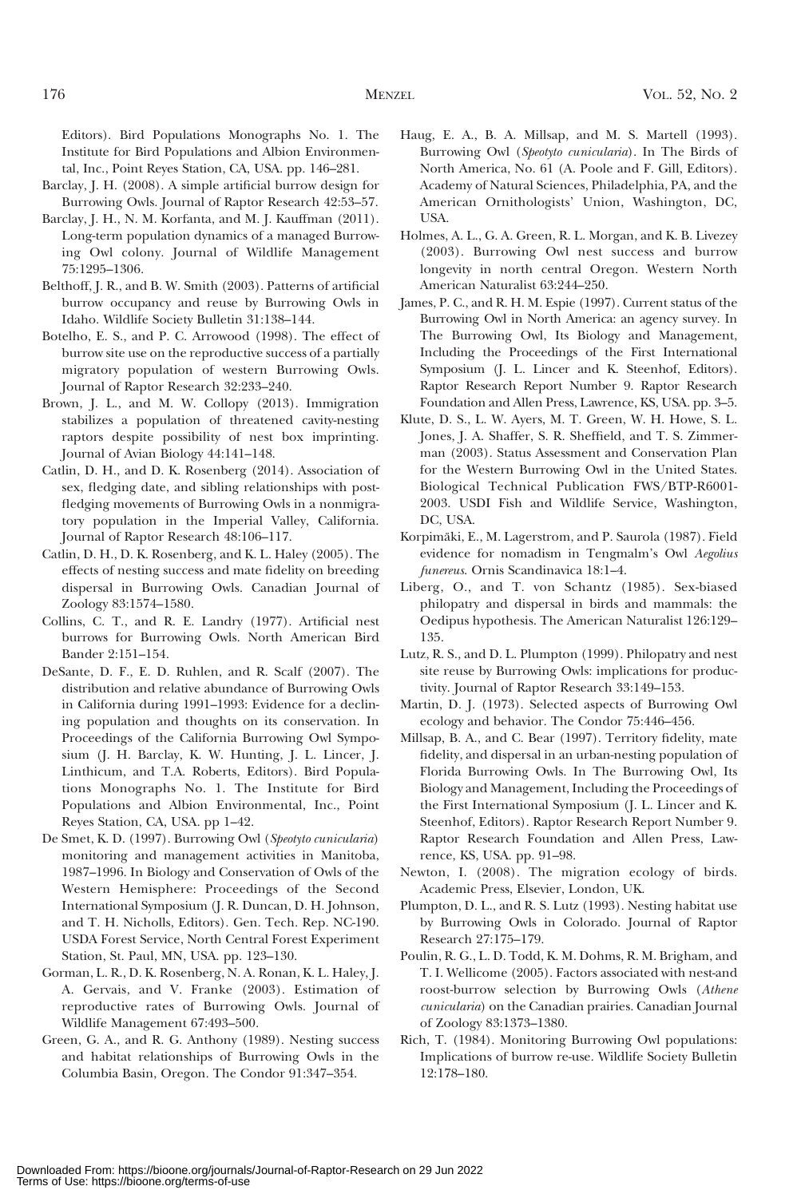Editors). Bird Populations Monographs No. 1. The Institute for Bird Populations and Albion Environmental, Inc., Point Reyes Station, CA, USA. pp. 146–281.

Barclay, J. H. (2008). A simple artificial burrow design for Burrowing Owls. Journal of Raptor Research 42:53–57.

Barclay, J. H., N. M. Korfanta, and M. J. Kauffman (2011). Long-term population dynamics of a managed Burrowing Owl colony. Journal of Wildlife Management 75:1295–1306.

Belthoff, J. R., and B. W. Smith (2003). Patterns of artificial burrow occupancy and reuse by Burrowing Owls in Idaho. Wildlife Society Bulletin 31:138–144.

Botelho, E. S., and P. C. Arrowood (1998). The effect of burrow site use on the reproductive success of a partially migratory population of western Burrowing Owls. Journal of Raptor Research 32:233–240.

Brown, J. L., and M. W. Collopy (2013). Immigration stabilizes a population of threatened cavity-nesting raptors despite possibility of nest box imprinting. Journal of Avian Biology 44:141–148.

Catlin, D. H., and D. K. Rosenberg (2014). Association of sex, fledging date, and sibling relationships with post-fledging movements of Burrowing Owls in a nonmigratory population in the Imperial Valley, California. Journal of Raptor Research 48:106–117.

Catlin, D. H., D. K. Rosenberg, and K. L. Haley (2005). The effects of nesting success and mate fidelity on breeding dispersal in Burrowing Owls. Canadian Journal of Zoology 83:1574–1580.

Collins, C. T., and R. E. Landry (1977). Artificial nest burrows for Burrowing Owls. North American Bird Bander 2:151–154.

DeSante, D. F., E. D. Ruhlen, and R. Scalf (2007). The distribution and relative abundance of Burrowing Owls in California during 1991–1993: Evidence for a declining population and thoughts on its conservation. In Proceedings of the California Burrowing Owl Symposium (J. H. Barclay, K. W. Hunting, J. L. Lincer, J. Linthicum, and T.A. Roberts, Editors). Bird Populations Monographs No. 1. The Institute for Bird Populations and Albion Environmental, Inc., Point Reyes Station, CA, USA. pp 1–42.

De Smet, K. D. (1997). Burrowing Owl (*Speotyto cunicularia*) monitoring and management activities in Manitoba, 1987–1996. In Biology and Conservation of Owls of the Western Hemisphere: Proceedings of the Second International Symposium (J. R. Duncan, D. H. Johnson, and T. H. Nicholls, Editors). Gen. Tech. Rep. NC-190. USDA Forest Service, North Central Forest Experiment Station, St. Paul, MN, USA. pp. 123–130.

Gorman, L. R., D. K. Rosenberg, N. A. Ronan, K. L. Haley, J. A. Gervais, and V. Franke (2003). Estimation of reproductive rates of Burrowing Owls. Journal of Wildlife Management 67:493–500.

Green, G. A., and R. G. Anthony (1989). Nesting success and habitat relationships of Burrowing Owls in the Columbia Basin, Oregon. The Condor 91:347–354.

Haug, E. A., B. A. Millsap, and M. S. Martell (1993). Burrowing Owl (*Speotyto cunicularia*). In The Birds of North America, No. 61 (A. Poole and F. Gill, Editors). Academy of Natural Sciences, Philadelphia, PA, and the American Ornithologists' Union, Washington, DC, USA.

Holmes, A. L., G. A. Green, R. L. Morgan, and K. B. Livezey (2003). Burrowing Owl nest success and burrow longevity in north central Oregon. Western North American Naturalist 63:244–250.

James, P. C., and R. H. M. Espie (1997). Current status of the Burrowing Owl in North America: an agency survey. In The Burrowing Owl, Its Biology and Management, Including the Proceedings of the First International Symposium (J. L. Lincer and K. Steenhof, Editors). Raptor Research Report Number 9. Raptor Research Foundation and Allen Press, Lawrence, KS, USA. pp. 3–5.

Klute, D. S., L. W. Ayers, M. T. Green, W. H. Howe, S. L. Jones, J. A. Shaffer, S. R. Sheffield, and T. S. Zimmerman (2003). Status Assessment and Conservation Plan for the Western Burrowing Owl in the United States. Biological Technical Publication FWS/BTP-R6001-2003. USDI Fish and Wildlife Service, Washington, DC, USA.

Korpimäki, E., M. Lagerstrom, and P. Saurola (1987). Field evidence for nomadism in Tengmalm's Owl *Aegolius funereus*. Ornis Scandinavica 18:1–4.

Liberg, O., and T. von Schantz (1985). Sex-biased philopatry and dispersal in birds and mammals: the Oedipus hypothesis. The American Naturalist 126:129–135.

Lutz, R. S., and D. L. Plumpton (1999). Philopatry and nest site reuse by Burrowing Owls: implications for productivity. Journal of Raptor Research 33:149–153.

Martin, D. J. (1973). Selected aspects of Burrowing Owl ecology and behavior. The Condor 75:446–456.

Millsap, B. A., and C. Bear (1997). Territory fidelity, mate fidelity, and dispersal in an urban-nesting population of Florida Burrowing Owls. In The Burrowing Owl, Its Biology and Management, Including the Proceedings of the First International Symposium (J. L. Lincer and K. Steenhof, Editors). Raptor Research Report Number 9. Raptor Research Foundation and Allen Press, Lawrence, KS, USA. pp. 91–98.

Newton, I. (2008). The migration ecology of birds. Academic Press, Elsevier, London, UK.

Plumpton, D. L., and R. S. Lutz (1993). Nesting habitat use by Burrowing Owls in Colorado. Journal of Raptor Research 27:175–179.

Poulin, R. G., L. D. Todd, K. M. Dohms, R. M. Brigham, and T. I. Wellicome (2005). Factors associated with nest-and roost-burrow selection by Burrowing Owls (*Athene cunicularia*) on the Canadian prairies. Canadian Journal of Zoology 83:1373–1380.

Rich, T. (1984). Monitoring Burrowing Owl populations: Implications of burrow re-use. Wildlife Society Bulletin 12:178–180.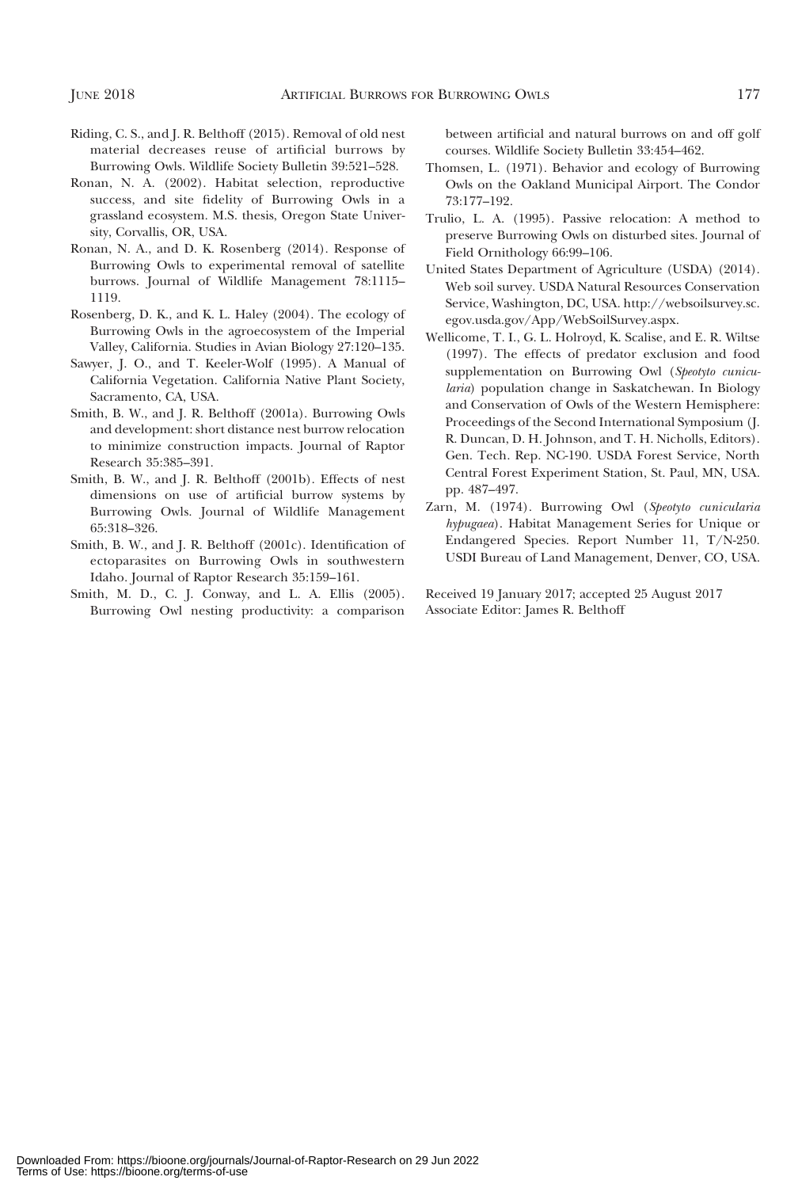Riding, C. S., and J. R. Belthoff (2015). Removal of old nest material decreases reuse of artificial burrows by Burrowing Owls. Wildlife Society Bulletin 39:521–528.

Ronan, N. A. (2002). Habitat selection, reproductive success, and site fidelity of Burrowing Owls in a grassland ecosystem. M.S. thesis, Oregon State University, Corvallis, OR, USA.

Ronan, N. A., and D. K. Rosenberg (2014). Response of Burrowing Owls to experimental removal of satellite burrows. Journal of Wildlife Management 78:1115–1119.

Rosenberg, D. K., and K. L. Haley (2004). The ecology of Burrowing Owls in the agroecosystem of the Imperial Valley, California. Studies in Avian Biology 27:120–135.

Sawyer, J. O., and T. Keeler-Wolf (1995). A Manual of California Vegetation. California Native Plant Society, Sacramento, CA, USA.

Smith, B. W., and J. R. Belthoff (2001a). Burrowing Owls and development: short distance nest burrow relocation to minimize construction impacts. Journal of Raptor Research 35:385–391.

Smith, B. W., and J. R. Belthoff (2001b). Effects of nest dimensions on use of artificial burrow systems by Burrowing Owls. Journal of Wildlife Management 65:318–326.

Smith, B. W., and J. R. Belthoff (2001c). Identification of ectoparasites on Burrowing Owls in southwestern Idaho. Journal of Raptor Research 35:159–161.

Smith, M. D., C. J. Conway, and L. A. Ellis (2005). Burrowing Owl nesting productivity: a comparison between artificial and natural burrows on and off golf courses. Wildlife Society Bulletin 33:454–462.

Thomsen, L. (1971). Behavior and ecology of Burrowing Owls on the Oakland Municipal Airport. The Condor 73:177–192.

Trulio, L. A. (1995). Passive relocation: A method to preserve Burrowing Owls on disturbed sites. Journal of Field Ornithology 66:99–106.

United States Department of Agriculture (USDA) (2014). Web soil survey. USDA Natural Resources Conservation Service, Washington, DC, USA. http://websoilsurvey.sc.egov.usda.gov/App/WebSoilSurvey.aspx.

Wellicome, T. I., G. L. Holroyd, K. Scalise, and E. R. Wiltse (1997). The effects of predator exclusion and food supplementation on Burrowing Owl (*Speotyto cunicularia*) population change in Saskatchewan. In Biology and Conservation of Owls of the Western Hemisphere: Proceedings of the Second International Symposium (J. R. Duncan, D. H. Johnson, and T. H. Nicholls, Editors). Gen. Tech. Rep. NC-190. USDA Forest Service, North Central Forest Experiment Station, St. Paul, MN, USA. pp. 487–497.

Zarn, M. (1974). Burrowing Owl (*Speotyto cunicularia hypugaea*). Habitat Management Series for Unique or Endangered Species. Report Number 11, T/N-250. USDI Bureau of Land Management, Denver, CO, USA.

Received 19 January 2017; accepted 25 August 2017
Associate Editor: James R. Belthoff